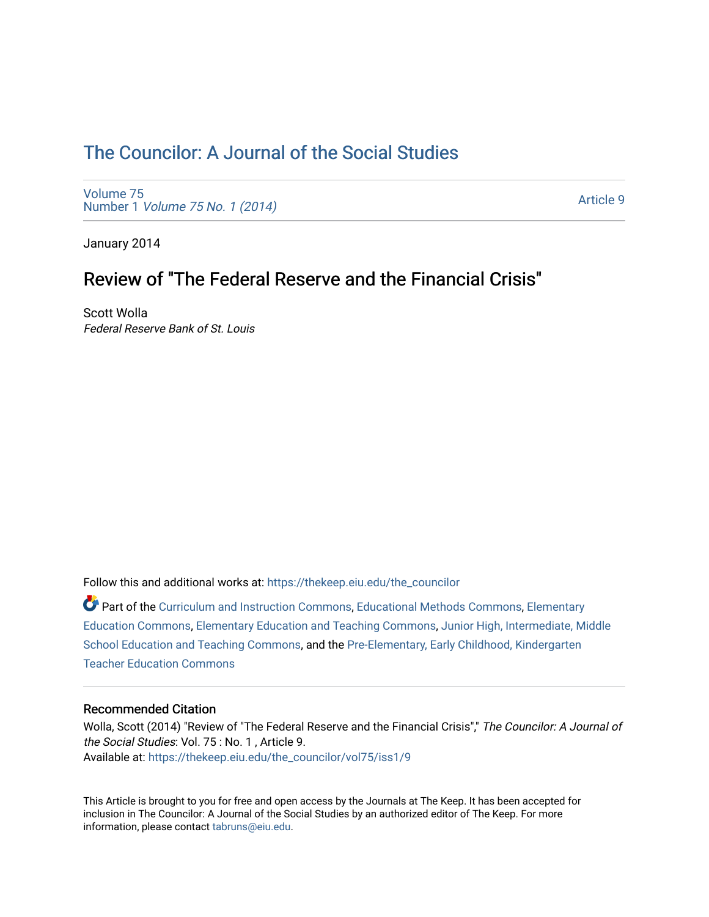# The Councilor: A Journal of the Social Studies

Volume 75
Number 1 *Volume 75 No. 1 (2014)*

Article 9

January 2014

## Review of "The Federal Reserve and the Financial Crisis"

Scott Wolla
*Federal Reserve Bank of St. Louis*

Follow this and additional works at: https://thekeep.eiu.edu/the_councilor

Part of the Curriculum and Instruction Commons, Educational Methods Commons, Elementary Education Commons, Elementary Education and Teaching Commons, Junior High, Intermediate, Middle School Education and Teaching Commons, and the Pre-Elementary, Early Childhood, Kindergarten Teacher Education Commons

### Recommended Citation

Wolla, Scott (2014) "Review of "The Federal Reserve and the Financial Crisis"," *The Councilor: A Journal of the Social Studies*: Vol. 75 : No. 1 , Article 9.
Available at: https://thekeep.eiu.edu/the_councilor/vol75/iss1/9

This Article is brought to you for free and open access by the Journals at The Keep. It has been accepted for inclusion in The Councilor: A Journal of the Social Studies by an authorized editor of The Keep. For more information, please contact tabruns@eiu.edu.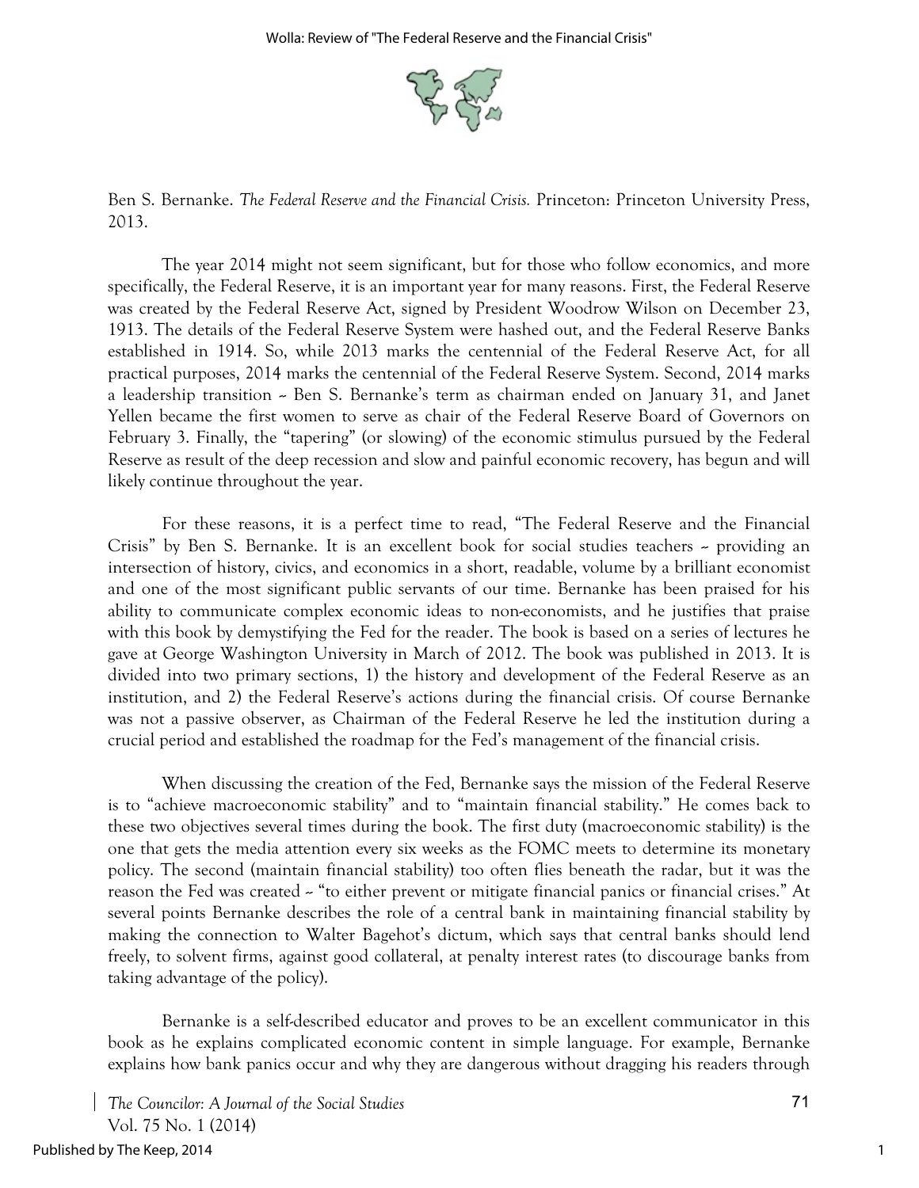Ben S. Bernanke. *The Federal Reserve and the Financial Crisis.* Princeton: Princeton University Press, 2013.

The year 2014 might not seem significant, but for those who follow economics, and more specifically, the Federal Reserve, it is an important year for many reasons. First, the Federal Reserve was created by the Federal Reserve Act, signed by President Woodrow Wilson on December 23, 1913. The details of the Federal Reserve System were hashed out, and the Federal Reserve Banks established in 1914. So, while 2013 marks the centennial of the Federal Reserve Act, for all practical purposes, 2014 marks the centennial of the Federal Reserve System. Second, 2014 marks a leadership transition ~ Ben S. Bernanke's term as chairman ended on January 31, and Janet Yellen became the first women to serve as chair of the Federal Reserve Board of Governors on February 3. Finally, the "tapering" (or slowing) of the economic stimulus pursued by the Federal Reserve as result of the deep recession and slow and painful economic recovery, has begun and will likely continue throughout the year.

For these reasons, it is a perfect time to read, "The Federal Reserve and the Financial Crisis" by Ben S. Bernanke. It is an excellent book for social studies teachers ~ providing an intersection of history, civics, and economics in a short, readable, volume by a brilliant economist and one of the most significant public servants of our time. Bernanke has been praised for his ability to communicate complex economic ideas to non-economists, and he justifies that praise with this book by demystifying the Fed for the reader. The book is based on a series of lectures he gave at George Washington University in March of 2012. The book was published in 2013. It is divided into two primary sections, 1) the history and development of the Federal Reserve as an institution, and 2) the Federal Reserve's actions during the financial crisis. Of course Bernanke was not a passive observer, as Chairman of the Federal Reserve he led the institution during a crucial period and established the roadmap for the Fed's management of the financial crisis.

When discussing the creation of the Fed, Bernanke says the mission of the Federal Reserve is to "achieve macroeconomic stability" and to "maintain financial stability." He comes back to these two objectives several times during the book. The first duty (macroeconomic stability) is the one that gets the media attention every six weeks as the FOMC meets to determine its monetary policy. The second (maintain financial stability) too often flies beneath the radar, but it was the reason the Fed was created ~ "to either prevent or mitigate financial panics or financial crises." At several points Bernanke describes the role of a central bank in maintaining financial stability by making the connection to Walter Bagehot's dictum, which says that central banks should lend freely, to solvent firms, against good collateral, at penalty interest rates (to discourage banks from taking advantage of the policy).

Bernanke is a self-described educator and proves to be an excellent communicator in this book as he explains complicated economic content in simple language. For example, Bernanke explains how bank panics occur and why they are dangerous without dragging his readers through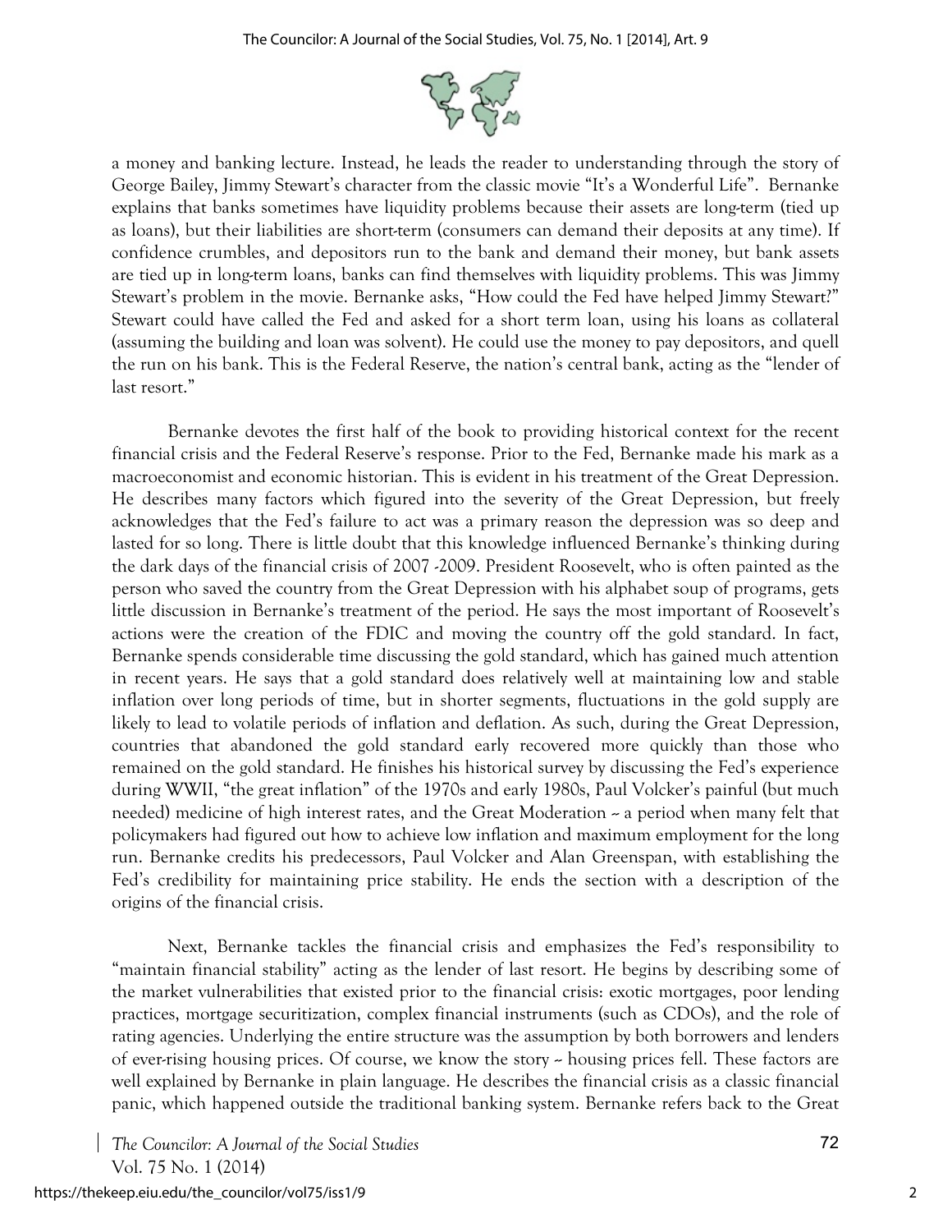a money and banking lecture. Instead, he leads the reader to understanding through the story of George Bailey, Jimmy Stewart's character from the classic movie "It's a Wonderful Life". Bernanke explains that banks sometimes have liquidity problems because their assets are long-term (tied up as loans), but their liabilities are short-term (consumers can demand their deposits at any time). If confidence crumbles, and depositors run to the bank and demand their money, but bank assets are tied up in long-term loans, banks can find themselves with liquidity problems. This was Jimmy Stewart's problem in the movie. Bernanke asks, "How could the Fed have helped Jimmy Stewart?" Stewart could have called the Fed and asked for a short term loan, using his loans as collateral (assuming the building and loan was solvent). He could use the money to pay depositors, and quell the run on his bank. This is the Federal Reserve, the nation's central bank, acting as the "lender of last resort."

Bernanke devotes the first half of the book to providing historical context for the recent financial crisis and the Federal Reserve's response. Prior to the Fed, Bernanke made his mark as a macroeconomist and economic historian. This is evident in his treatment of the Great Depression. He describes many factors which figured into the severity of the Great Depression, but freely acknowledges that the Fed's failure to act was a primary reason the depression was so deep and lasted for so long. There is little doubt that this knowledge influenced Bernanke's thinking during the dark days of the financial crisis of 2007 -2009. President Roosevelt, who is often painted as the person who saved the country from the Great Depression with his alphabet soup of programs, gets little discussion in Bernanke's treatment of the period. He says the most important of Roosevelt's actions were the creation of the FDIC and moving the country off the gold standard. In fact, Bernanke spends considerable time discussing the gold standard, which has gained much attention in recent years. He says that a gold standard does relatively well at maintaining low and stable inflation over long periods of time, but in shorter segments, fluctuations in the gold supply are likely to lead to volatile periods of inflation and deflation. As such, during the Great Depression, countries that abandoned the gold standard early recovered more quickly than those who remained on the gold standard. He finishes his historical survey by discussing the Fed's experience during WWII, "the great inflation" of the 1970s and early 1980s, Paul Volcker's painful (but much needed) medicine of high interest rates, and the Great Moderation -- a period when many felt that policymakers had figured out how to achieve low inflation and maximum employment for the long run. Bernanke credits his predecessors, Paul Volcker and Alan Greenspan, with establishing the Fed's credibility for maintaining price stability. He ends the section with a description of the origins of the financial crisis.

Next, Bernanke tackles the financial crisis and emphasizes the Fed's responsibility to "maintain financial stability" acting as the lender of last resort. He begins by describing some of the market vulnerabilities that existed prior to the financial crisis: exotic mortgages, poor lending practices, mortgage securitization, complex financial instruments (such as CDOs), and the role of rating agencies. Underlying the entire structure was the assumption by both borrowers and lenders of ever-rising housing prices. Of course, we know the story -- housing prices fell. These factors are well explained by Bernanke in plain language. He describes the financial crisis as a classic financial panic, which happened outside the traditional banking system. Bernanke refers back to the Great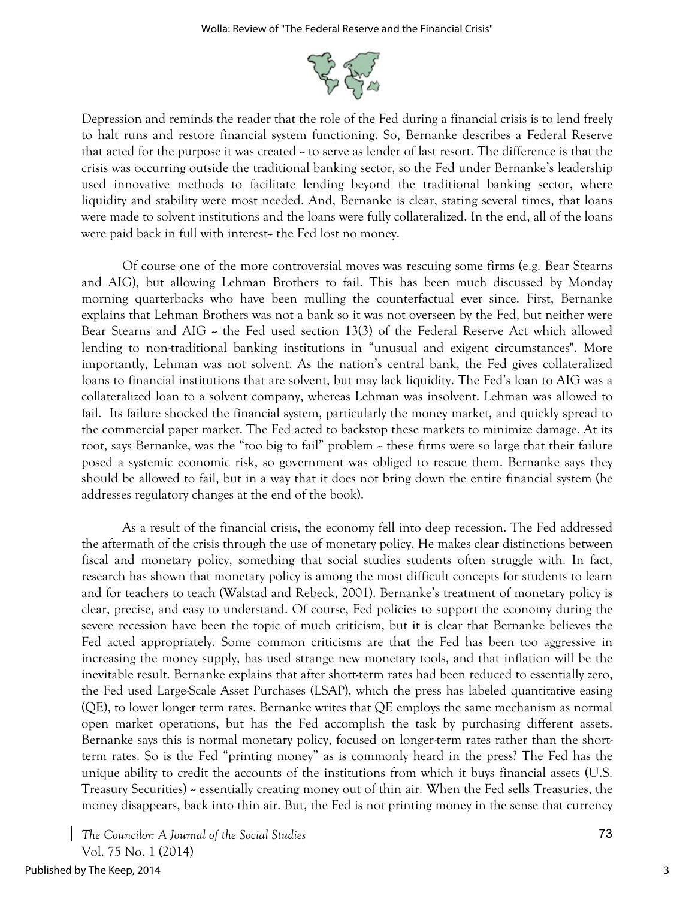Depression and reminds the reader that the role of the Fed during a financial crisis is to lend freely to halt runs and restore financial system functioning. So, Bernanke describes a Federal Reserve that acted for the purpose it was created ~ to serve as lender of last resort. The difference is that the crisis was occurring outside the traditional banking sector, so the Fed under Bernanke's leadership used innovative methods to facilitate lending beyond the traditional banking sector, where liquidity and stability were most needed. And, Bernanke is clear, stating several times, that loans were made to solvent institutions and the loans were fully collateralized. In the end, all of the loans were paid back in full with interest~ the Fed lost no money.

Of course one of the more controversial moves was rescuing some firms (e.g. Bear Stearns and AIG), but allowing Lehman Brothers to fail. This has been much discussed by Monday morning quarterbacks who have been mulling the counterfactual ever since. First, Bernanke explains that Lehman Brothers was not a bank so it was not overseen by the Fed, but neither were Bear Stearns and AIG ~ the Fed used section 13(3) of the Federal Reserve Act which allowed lending to non-traditional banking institutions in "unusual and exigent circumstances". More importantly, Lehman was not solvent. As the nation's central bank, the Fed gives collateralized loans to financial institutions that are solvent, but may lack liquidity. The Fed's loan to AIG was a collateralized loan to a solvent company, whereas Lehman was insolvent. Lehman was allowed to fail. Its failure shocked the financial system, particularly the money market, and quickly spread to the commercial paper market. The Fed acted to backstop these markets to minimize damage. At its root, says Bernanke, was the "too big to fail" problem ~ these firms were so large that their failure posed a systemic economic risk, so government was obliged to rescue them. Bernanke says they should be allowed to fail, but in a way that it does not bring down the entire financial system (he addresses regulatory changes at the end of the book).

As a result of the financial crisis, the economy fell into deep recession. The Fed addressed the aftermath of the crisis through the use of monetary policy. He makes clear distinctions between fiscal and monetary policy, something that social studies students often struggle with. In fact, research has shown that monetary policy is among the most difficult concepts for students to learn and for teachers to teach (Walstad and Rebeck, 2001). Bernanke's treatment of monetary policy is clear, precise, and easy to understand. Of course, Fed policies to support the economy during the severe recession have been the topic of much criticism, but it is clear that Bernanke believes the Fed acted appropriately. Some common criticisms are that the Fed has been too aggressive in increasing the money supply, has used strange new monetary tools, and that inflation will be the inevitable result. Bernanke explains that after short-term rates had been reduced to essentially zero, the Fed used Large-Scale Asset Purchases (LSAP), which the press has labeled quantitative easing (QE), to lower longer term rates. Bernanke writes that QE employs the same mechanism as normal open market operations, but has the Fed accomplish the task by purchasing different assets. Bernanke says this is normal monetary policy, focused on longer-term rates rather than the short-term rates. So is the Fed "printing money" as is commonly heard in the press? The Fed has the unique ability to credit the accounts of the institutions from which it buys financial assets (U.S. Treasury Securities) ~ essentially creating money out of thin air. When the Fed sells Treasuries, the money disappears, back into thin air. But, the Fed is not printing money in the sense that currency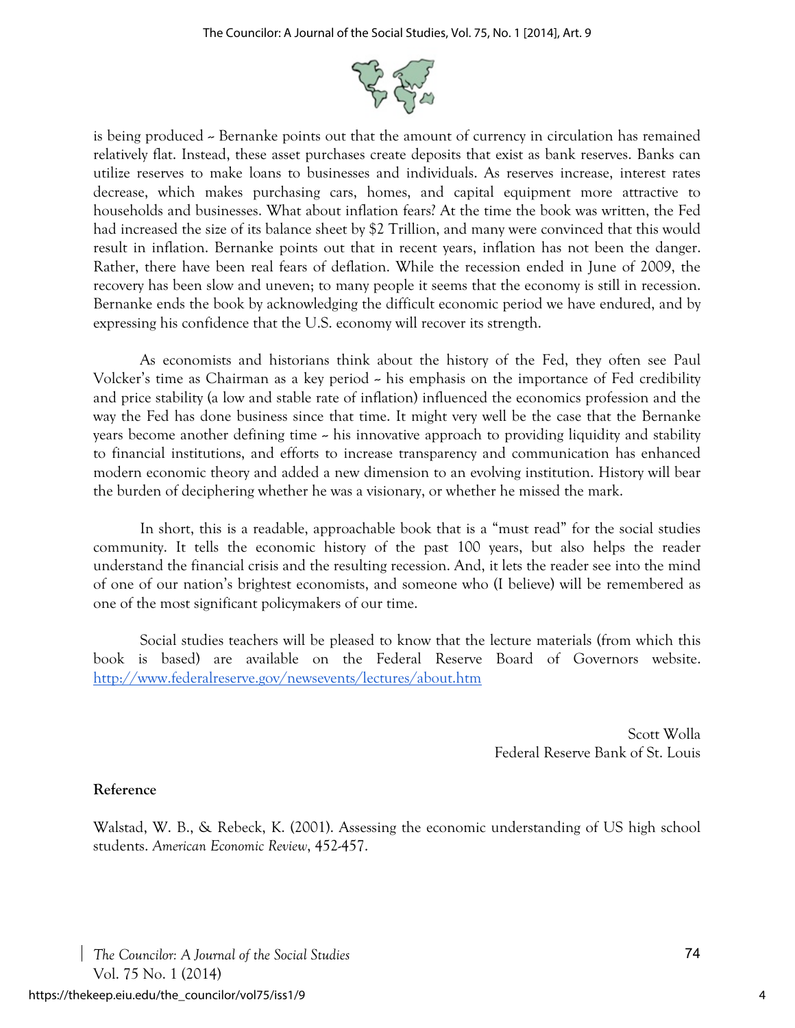is being produced ~ Bernanke points out that the amount of currency in circulation has remained relatively flat. Instead, these asset purchases create deposits that exist as bank reserves. Banks can utilize reserves to make loans to businesses and individuals. As reserves increase, interest rates decrease, which makes purchasing cars, homes, and capital equipment more attractive to households and businesses. What about inflation fears? At the time the book was written, the Fed had increased the size of its balance sheet by $2 Trillion, and many were convinced that this would result in inflation. Bernanke points out that in recent years, inflation has not been the danger. Rather, there have been real fears of deflation. While the recession ended in June of 2009, the recovery has been slow and uneven; to many people it seems that the economy is still in recession. Bernanke ends the book by acknowledging the difficult economic period we have endured, and by expressing his confidence that the U.S. economy will recover its strength.

As economists and historians think about the history of the Fed, they often see Paul Volcker's time as Chairman as a key period ~ his emphasis on the importance of Fed credibility and price stability (a low and stable rate of inflation) influenced the economics profession and the way the Fed has done business since that time. It might very well be the case that the Bernanke years become another defining time ~ his innovative approach to providing liquidity and stability to financial institutions, and efforts to increase transparency and communication has enhanced modern economic theory and added a new dimension to an evolving institution. History will bear the burden of deciphering whether he was a visionary, or whether he missed the mark.

In short, this is a readable, approachable book that is a "must read" for the social studies community. It tells the economic history of the past 100 years, but also helps the reader understand the financial crisis and the resulting recession. And, it lets the reader see into the mind of one of our nation's brightest economists, and someone who (I believe) will be remembered as one of the most significant policymakers of our time.

Social studies teachers will be pleased to know that the lecture materials (from which this book is based) are available on the Federal Reserve Board of Governors website. http://www.federalreserve.gov/newsevents/lectures/about.htm

Scott Wolla
Federal Reserve Bank of St. Louis

**Reference**

Walstad, W. B., & Rebeck, K. (2001). Assessing the economic understanding of US high school students. *American Economic Review*, 452-457.